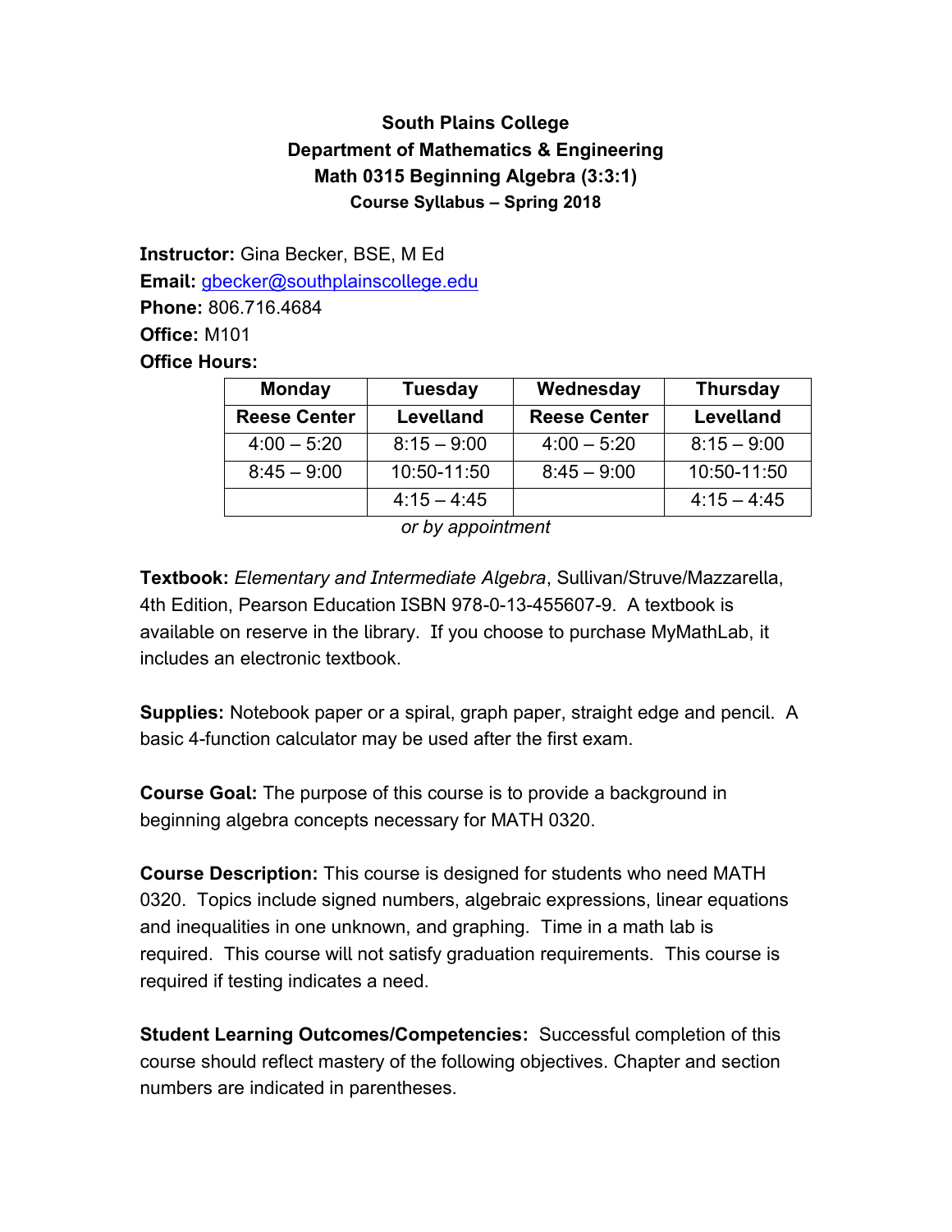**South Plains College**
**Department of Mathematics & Engineering**
**Math 0315 Beginning Algebra (3:3:1)**
**Course Syllabus – Spring 2018**

**Instructor:** Gina Becker, BSE, M Ed
**Email:** gbecker@southplainscollege.edu
**Phone:** 806.716.4684
**Office:** M101
**Office Hours:**

| Monday | Tuesday | Wednesday | Thursday |
|---|---|---|---|
| **Reese Center** | **Levelland** | **Reese Center** | **Levelland** |
| 4:00 – 5:20 | 8:15 – 9:00 | 4:00 – 5:20 | 8:15 – 9:00 |
| 8:45 – 9:00 | 10:50-11:50 | 8:45 – 9:00 | 10:50-11:50 |
| | 4:15 – 4:45 | | 4:15 – 4:45 |

*or by appointment*

**Textbook:** *Elementary and Intermediate Algebra*, Sullivan/Struve/Mazzarella, 4th Edition, Pearson Education ISBN 978-0-13-455607-9. A textbook is available on reserve in the library. If you choose to purchase MyMathLab, it includes an electronic textbook.

**Supplies:** Notebook paper or a spiral, graph paper, straight edge and pencil. A basic 4-function calculator may be used after the first exam.

**Course Goal:** The purpose of this course is to provide a background in beginning algebra concepts necessary for MATH 0320.

**Course Description:** This course is designed for students who need MATH 0320. Topics include signed numbers, algebraic expressions, linear equations and inequalities in one unknown, and graphing. Time in a math lab is required. This course will not satisfy graduation requirements. This course is required if testing indicates a need.

**Student Learning Outcomes/Competencies:** Successful completion of this course should reflect mastery of the following objectives. Chapter and section numbers are indicated in parentheses.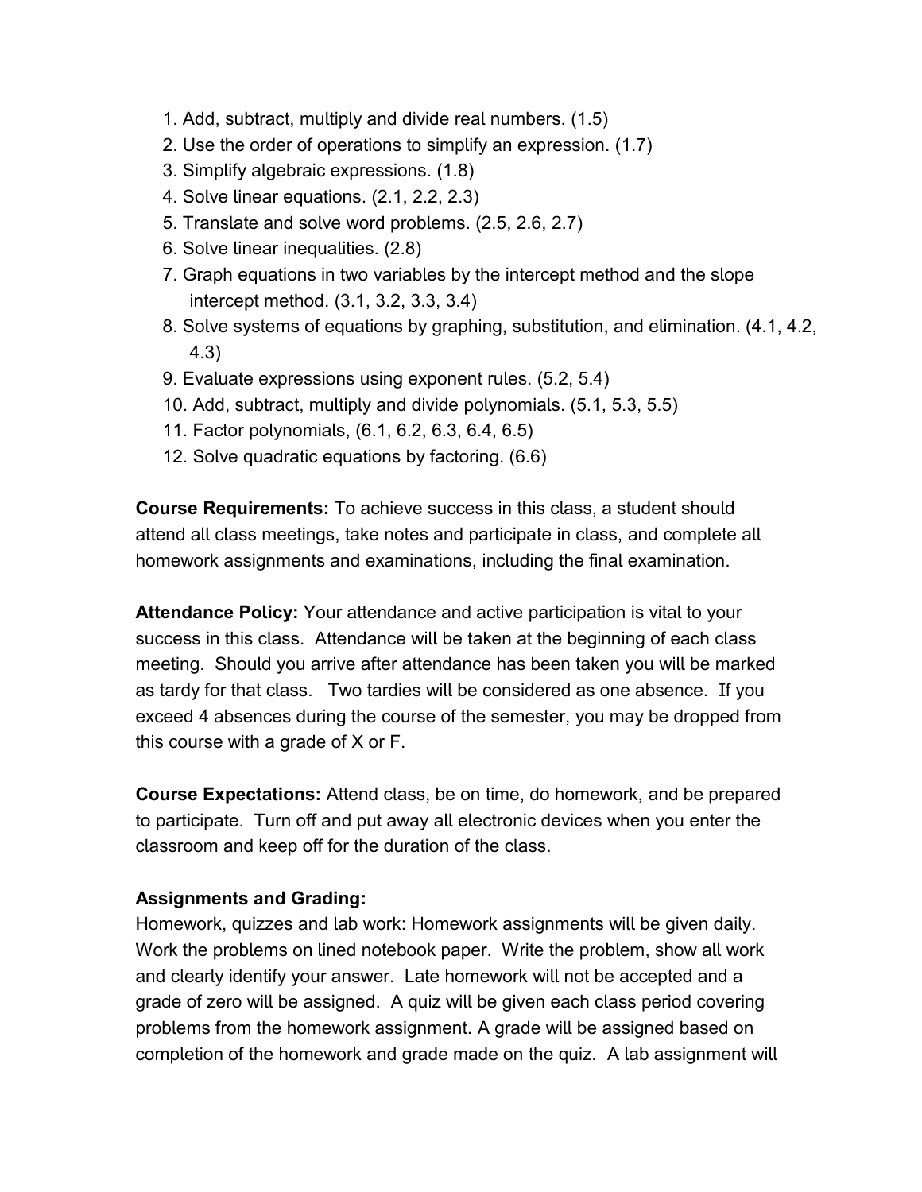1. Add, subtract, multiply and divide real numbers. (1.5)
2. Use the order of operations to simplify an expression. (1.7)
3. Simplify algebraic expressions. (1.8)
4. Solve linear equations. (2.1, 2.2, 2.3)
5. Translate and solve word problems. (2.5, 2.6, 2.7)
6. Solve linear inequalities. (2.8)
7. Graph equations in two variables by the intercept method and the slope intercept method. (3.1, 3.2, 3.3, 3.4)
8. Solve systems of equations by graphing, substitution, and elimination. (4.1, 4.2, 4.3)
9. Evaluate expressions using exponent rules. (5.2, 5.4)
10. Add, subtract, multiply and divide polynomials. (5.1, 5.3, 5.5)
11. Factor polynomials, (6.1, 6.2, 6.3, 6.4, 6.5)
12. Solve quadratic equations by factoring. (6.6)

**Course Requirements:** To achieve success in this class, a student should attend all class meetings, take notes and participate in class, and complete all homework assignments and examinations, including the final examination.

**Attendance Policy:** Your attendance and active participation is vital to your success in this class. Attendance will be taken at the beginning of each class meeting. Should you arrive after attendance has been taken you will be marked as tardy for that class. Two tardies will be considered as one absence. If you exceed 4 absences during the course of the semester, you may be dropped from this course with a grade of X or F.

**Course Expectations:** Attend class, be on time, do homework, and be prepared to participate. Turn off and put away all electronic devices when you enter the classroom and keep off for the duration of the class.

**Assignments and Grading:**
Homework, quizzes and lab work: Homework assignments will be given daily. Work the problems on lined notebook paper. Write the problem, show all work and clearly identify your answer. Late homework will not be accepted and a grade of zero will be assigned. A quiz will be given each class period covering problems from the homework assignment. A grade will be assigned based on completion of the homework and grade made on the quiz. A lab assignment will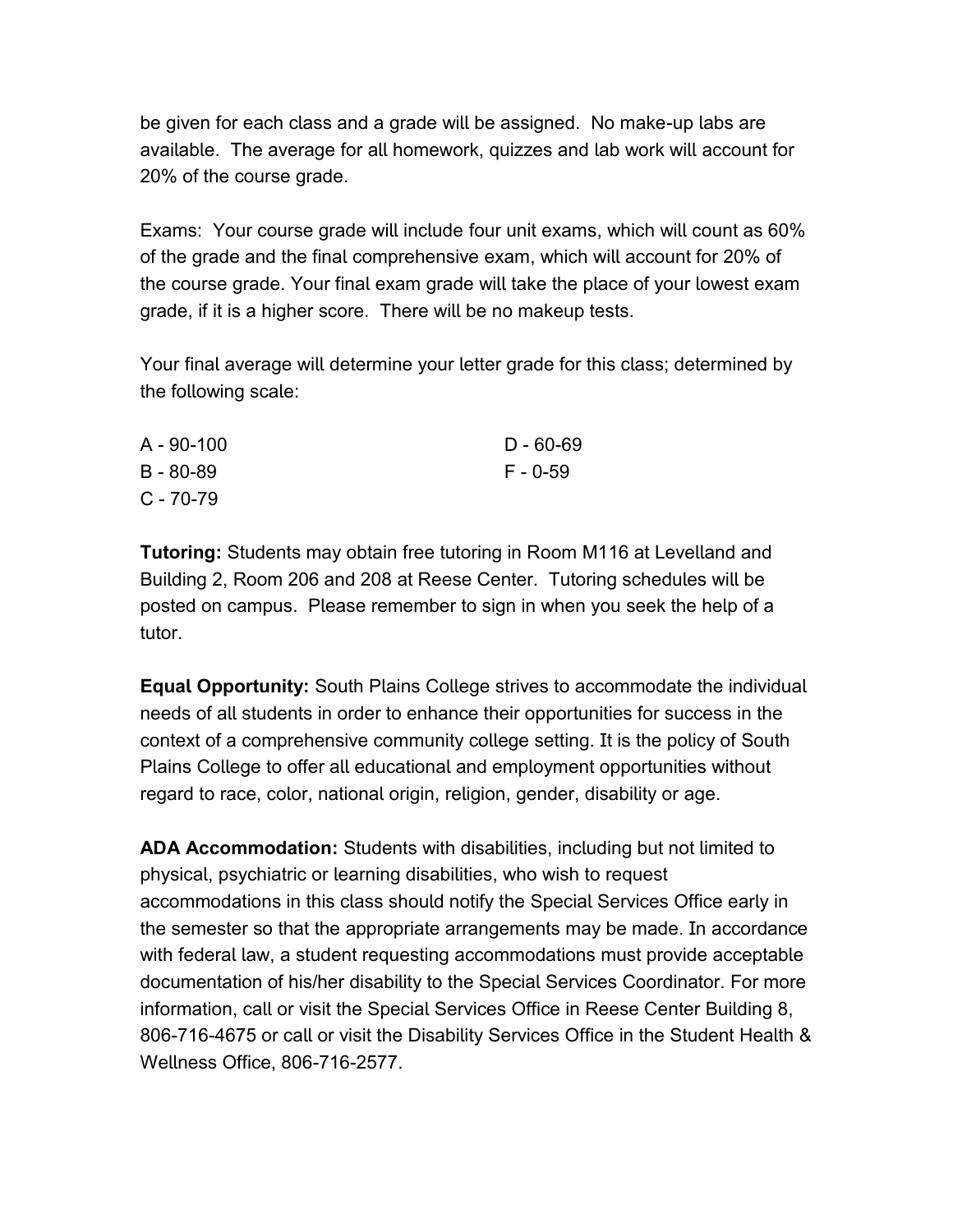be given for each class and a grade will be assigned. No make-up labs are available. The average for all homework, quizzes and lab work will account for 20% of the course grade.

Exams: Your course grade will include four unit exams, which will count as 60% of the grade and the final comprehensive exam, which will account for 20% of the course grade. Your final exam grade will take the place of your lowest exam grade, if it is a higher score. There will be no makeup tests.

Your final average will determine your letter grade for this class; determined by the following scale:

A - 90-100
B - 80-89
C - 70-79
D - 60-69
F - 0-59

**Tutoring:** Students may obtain free tutoring in Room M116 at Levelland and Building 2, Room 206 and 208 at Reese Center. Tutoring schedules will be posted on campus. Please remember to sign in when you seek the help of a tutor.

**Equal Opportunity:** South Plains College strives to accommodate the individual needs of all students in order to enhance their opportunities for success in the context of a comprehensive community college setting. It is the policy of South Plains College to offer all educational and employment opportunities without regard to race, color, national origin, religion, gender, disability or age.

**ADA Accommodation:** Students with disabilities, including but not limited to physical, psychiatric or learning disabilities, who wish to request accommodations in this class should notify the Special Services Office early in the semester so that the appropriate arrangements may be made. In accordance with federal law, a student requesting accommodations must provide acceptable documentation of his/her disability to the Special Services Coordinator. For more information, call or visit the Special Services Office in Reese Center Building 8, 806-716-4675 or call or visit the Disability Services Office in the Student Health & Wellness Office, 806-716-2577.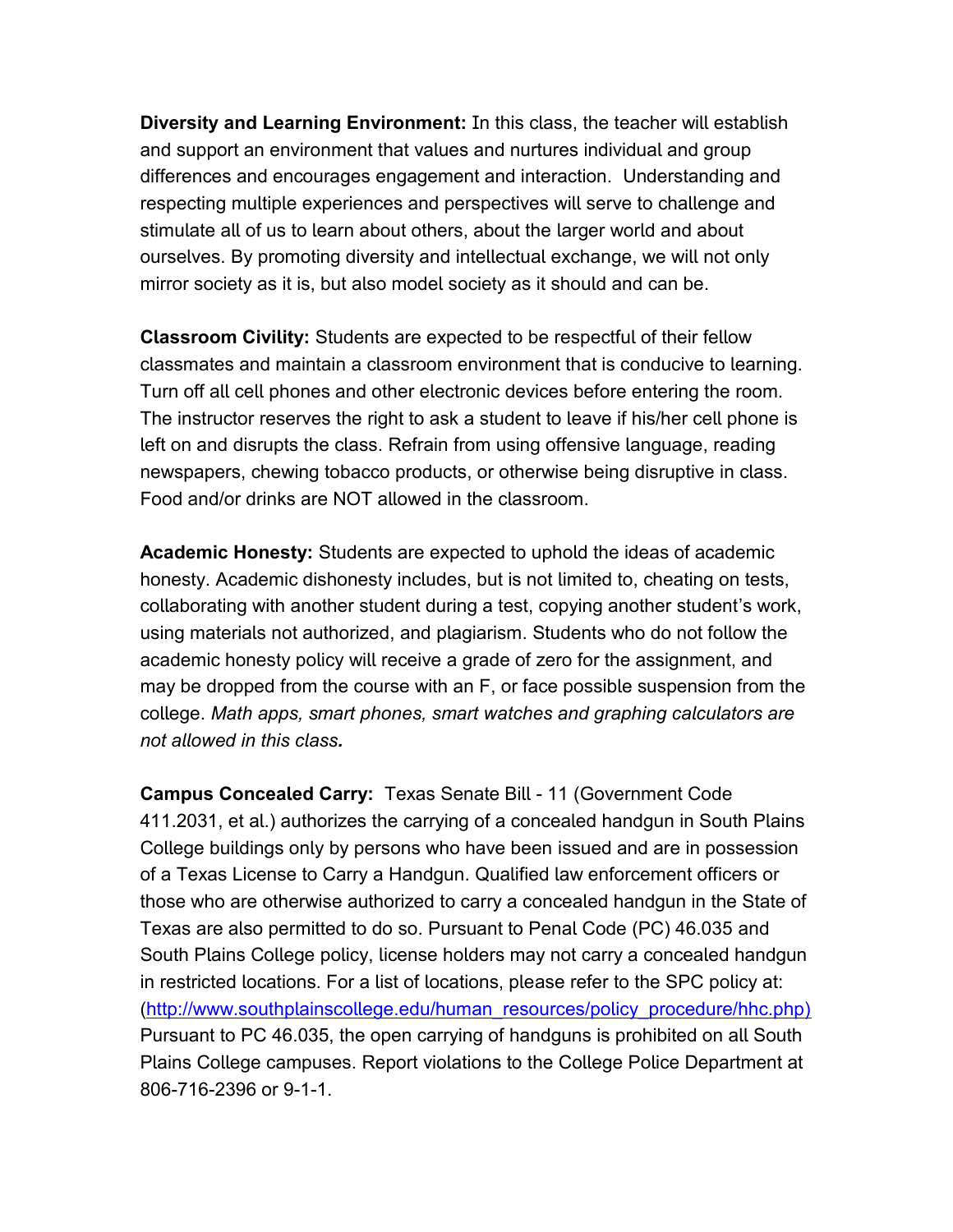**Diversity and Learning Environment:** In this class, the teacher will establish and support an environment that values and nurtures individual and group differences and encourages engagement and interaction. Understanding and respecting multiple experiences and perspectives will serve to challenge and stimulate all of us to learn about others, about the larger world and about ourselves. By promoting diversity and intellectual exchange, we will not only mirror society as it is, but also model society as it should and can be.

**Classroom Civility:** Students are expected to be respectful of their fellow classmates and maintain a classroom environment that is conducive to learning. Turn off all cell phones and other electronic devices before entering the room. The instructor reserves the right to ask a student to leave if his/her cell phone is left on and disrupts the class. Refrain from using offensive language, reading newspapers, chewing tobacco products, or otherwise being disruptive in class. Food and/or drinks are NOT allowed in the classroom.

**Academic Honesty:** Students are expected to uphold the ideas of academic honesty. Academic dishonesty includes, but is not limited to, cheating on tests, collaborating with another student during a test, copying another student's work, using materials not authorized, and plagiarism. Students who do not follow the academic honesty policy will receive a grade of zero for the assignment, and may be dropped from the course with an F, or face possible suspension from the college. *Math apps, smart phones, smart watches and graphing calculators are not allowed in this class.*

**Campus Concealed Carry:** Texas Senate Bill - 11 (Government Code 411.2031, et al.) authorizes the carrying of a concealed handgun in South Plains College buildings only by persons who have been issued and are in possession of a Texas License to Carry a Handgun. Qualified law enforcement officers or those who are otherwise authorized to carry a concealed handgun in the State of Texas are also permitted to do so. Pursuant to Penal Code (PC) 46.035 and South Plains College policy, license holders may not carry a concealed handgun in restricted locations. For a list of locations, please refer to the SPC policy at: (http://www.southplainscollege.edu/human_resources/policy_procedure/hhc.php) Pursuant to PC 46.035, the open carrying of handguns is prohibited on all South Plains College campuses. Report violations to the College Police Department at 806-716-2396 or 9-1-1.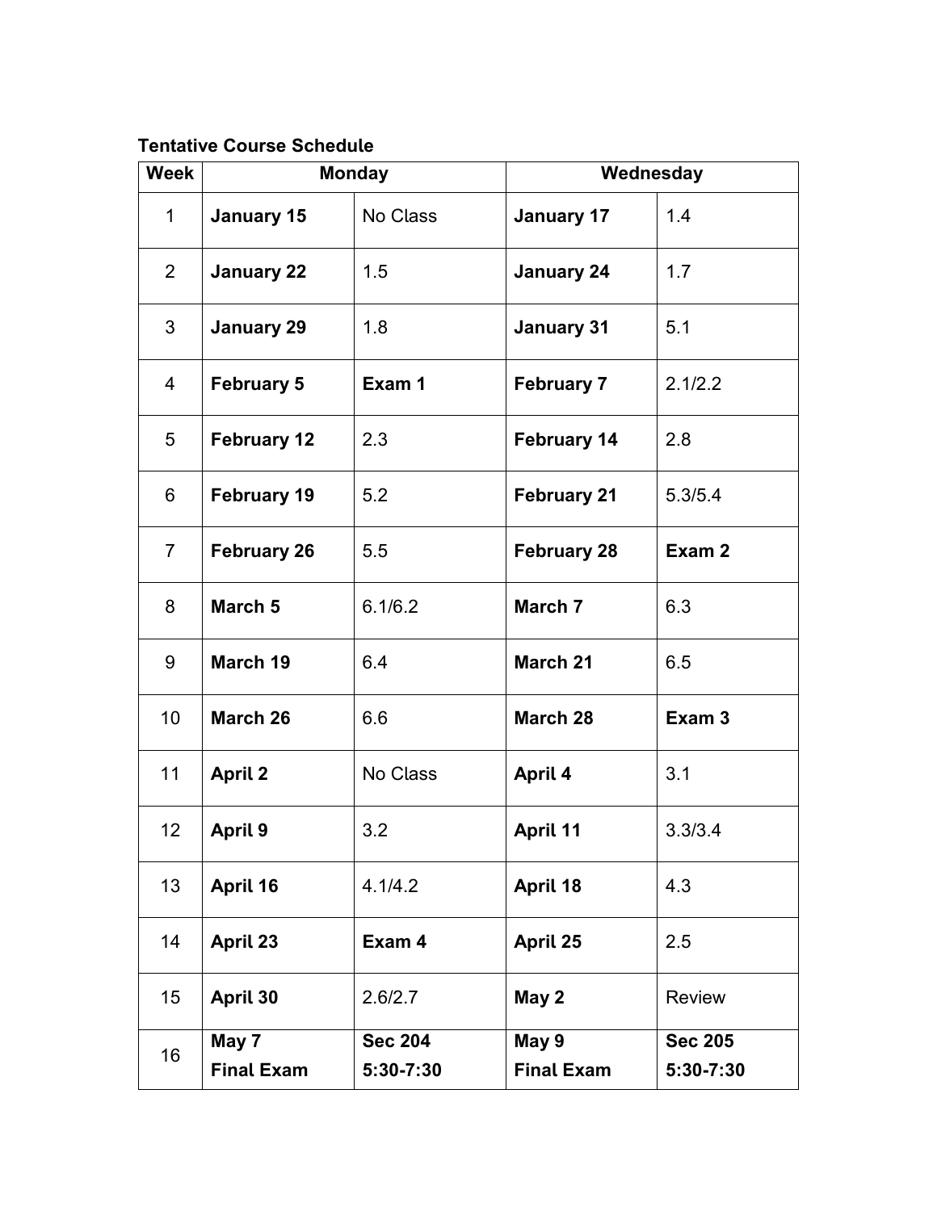**Tentative Course Schedule**

| Week | Monday | | Wednesday | |
|---|---|---|---|---|
| 1 | **January 15** | No Class | **January 17** | 1.4 |
| 2 | **January 22** | 1.5 | **January 24** | 1.7 |
| 3 | **January 29** | 1.8 | **January 31** | 5.1 |
| 4 | **February 5** | **Exam 1** | **February 7** | 2.1/2.2 |
| 5 | **February 12** | 2.3 | **February 14** | 2.8 |
| 6 | **February 19** | 5.2 | **February 21** | 5.3/5.4 |
| 7 | **February 26** | 5.5 | **February 28** | **Exam 2** |
| 8 | **March 5** | 6.1/6.2 | **March 7** | 6.3 |
| 9 | **March 19** | 6.4 | **March 21** | 6.5 |
| 10 | **March 26** | 6.6 | **March 28** | **Exam 3** |
| 11 | **April 2** | No Class | **April 4** | 3.1 |
| 12 | **April 9** | 3.2 | **April 11** | 3.3/3.4 |
| 13 | **April 16** | 4.1/4.2 | **April 18** | 4.3 |
| 14 | **April 23** | **Exam 4** | **April 25** | 2.5 |
| 15 | **April 30** | 2.6/2.7 | **May 2** | Review |
| 16 | **May 7 Final Exam** | **Sec 204 5:30-7:30** | **May 9 Final Exam** | **Sec 205 5:30-7:30** |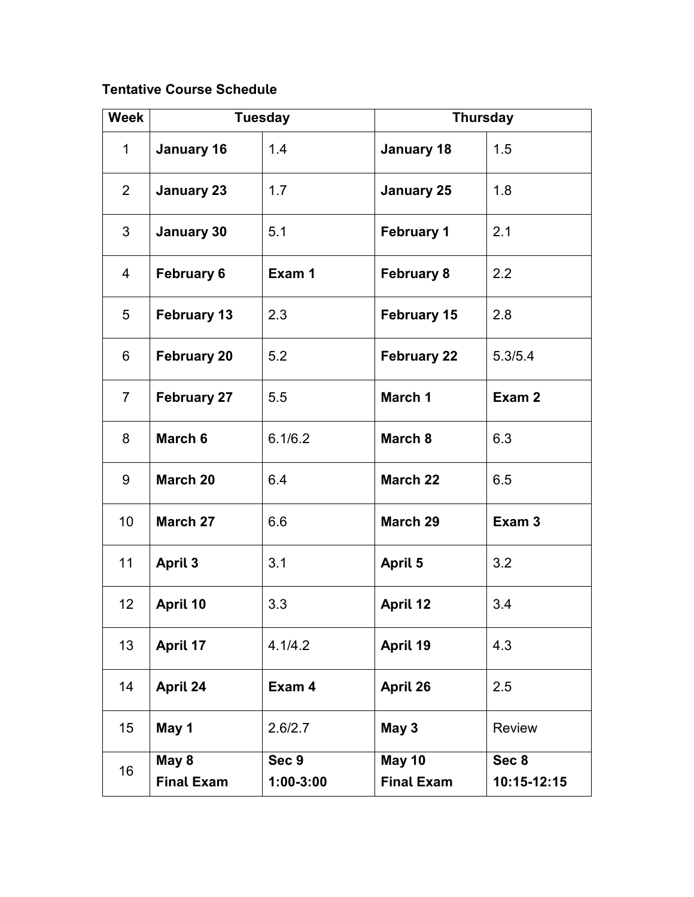**Tentative Course Schedule**

| Week | Tuesday | | Thursday | |
|---|---|---|---|---|
| 1 | **January 16** | 1.4 | **January 18** | 1.5 |
| 2 | **January 23** | 1.7 | **January 25** | 1.8 |
| 3 | **January 30** | 5.1 | **February 1** | 2.1 |
| 4 | **February 6** | **Exam 1** | **February 8** | 2.2 |
| 5 | **February 13** | 2.3 | **February 15** | 2.8 |
| 6 | **February 20** | 5.2 | **February 22** | 5.3/5.4 |
| 7 | **February 27** | 5.5 | **March 1** | **Exam 2** |
| 8 | **March 6** | 6.1/6.2 | **March 8** | 6.3 |
| 9 | **March 20** | 6.4 | **March 22** | 6.5 |
| 10 | **March 27** | 6.6 | **March 29** | **Exam 3** |
| 11 | **April 3** | 3.1 | **April 5** | 3.2 |
| 12 | **April 10** | 3.3 | **April 12** | 3.4 |
| 13 | **April 17** | 4.1/4.2 | **April 19** | 4.3 |
| 14 | **April 24** | **Exam 4** | **April 26** | 2.5 |
| 15 | **May 1** | 2.6/2.7 | **May 3** | Review |
| 16 | **May 8 Final Exam** | **Sec 9 1:00-3:00** | **May 10 Final Exam** | **Sec 8 10:15-12:15** |